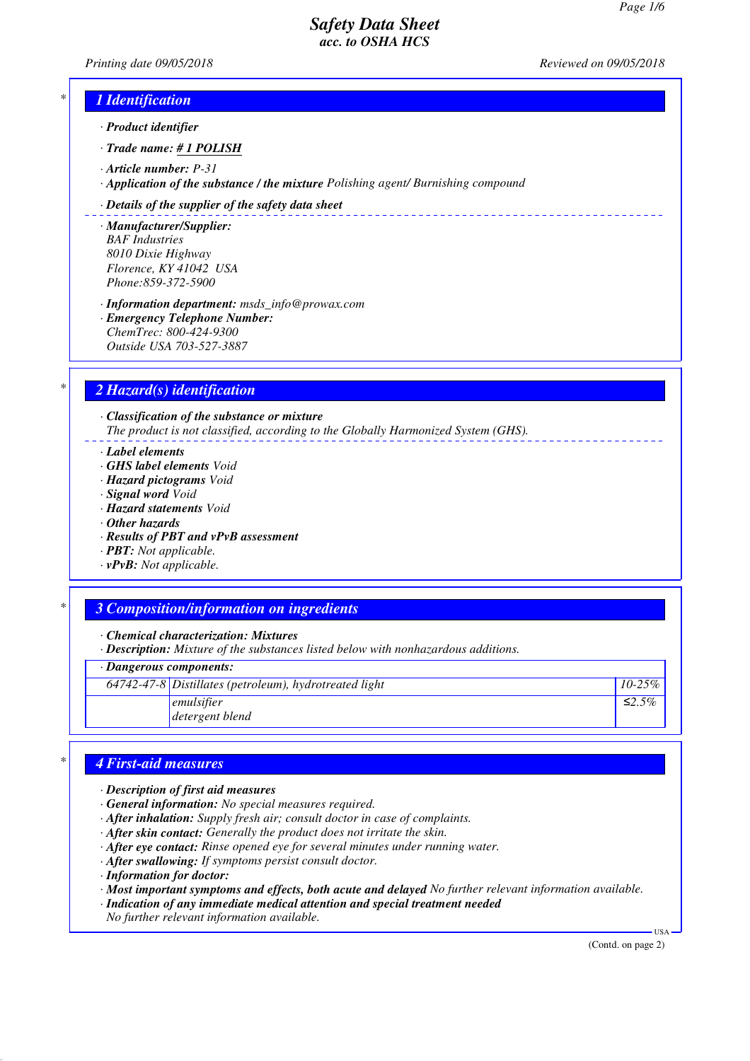# Safety Data Sheet
## acc. to OSHA HCS

Printing date 09/05/2018 Reviewed on 09/05/2018

## 1 Identification

· **Product identifier**

· **Trade name:** **# 1 POLISH**

· **Article number:** P-31

· **Application of the substance / the mixture** Polishing agent/ Burnishing compound

· **Details of the supplier of the safety data sheet**

· **Manufacturer/Supplier:**
BAF Industries
8010 Dixie Highway
Florence, KY 41042 USA
Phone:859-372-5900

· **Information department:** msds_info@prowax.com

· **Emergency Telephone Number:**
ChemTrec: 800-424-9300
Outside USA 703-527-3887

## 2 Hazard(s) identification

· **Classification of the substance or mixture**
The product is not classified, according to the Globally Harmonized System (GHS).

· **Label elements**
· **GHS label elements** Void
· **Hazard pictograms** Void
· **Signal word** Void
· **Hazard statements** Void
· **Other hazards**
· **Results of PBT and vPvB assessment**
· **PBT:** Not applicable.
· **vPvB:** Not applicable.

## 3 Composition/information on ingredients

· **Chemical characterization: Mixtures**
· **Description:** Mixture of the substances listed below with nonhazardous additions.

| · Dangerous components: | | |
|---|---|---|
| 64742-47-8 | Distillates (petroleum), hydrotreated light | 10-25% |
| | emulsifier<br>detergent blend | ≤2.5% |

## 4 First-aid measures

· **Description of first aid measures**
· **General information:** No special measures required.
· **After inhalation:** Supply fresh air; consult doctor in case of complaints.
· **After skin contact:** Generally the product does not irritate the skin.
· **After eye contact:** Rinse opened eye for several minutes under running water.
· **After swallowing:** If symptoms persist consult doctor.
· **Information for doctor:**
· **Most important symptoms and effects, both acute and delayed** No further relevant information available.
· **Indication of any immediate medical attention and special treatment needed**
No further relevant information available.

(Contd. on page 2)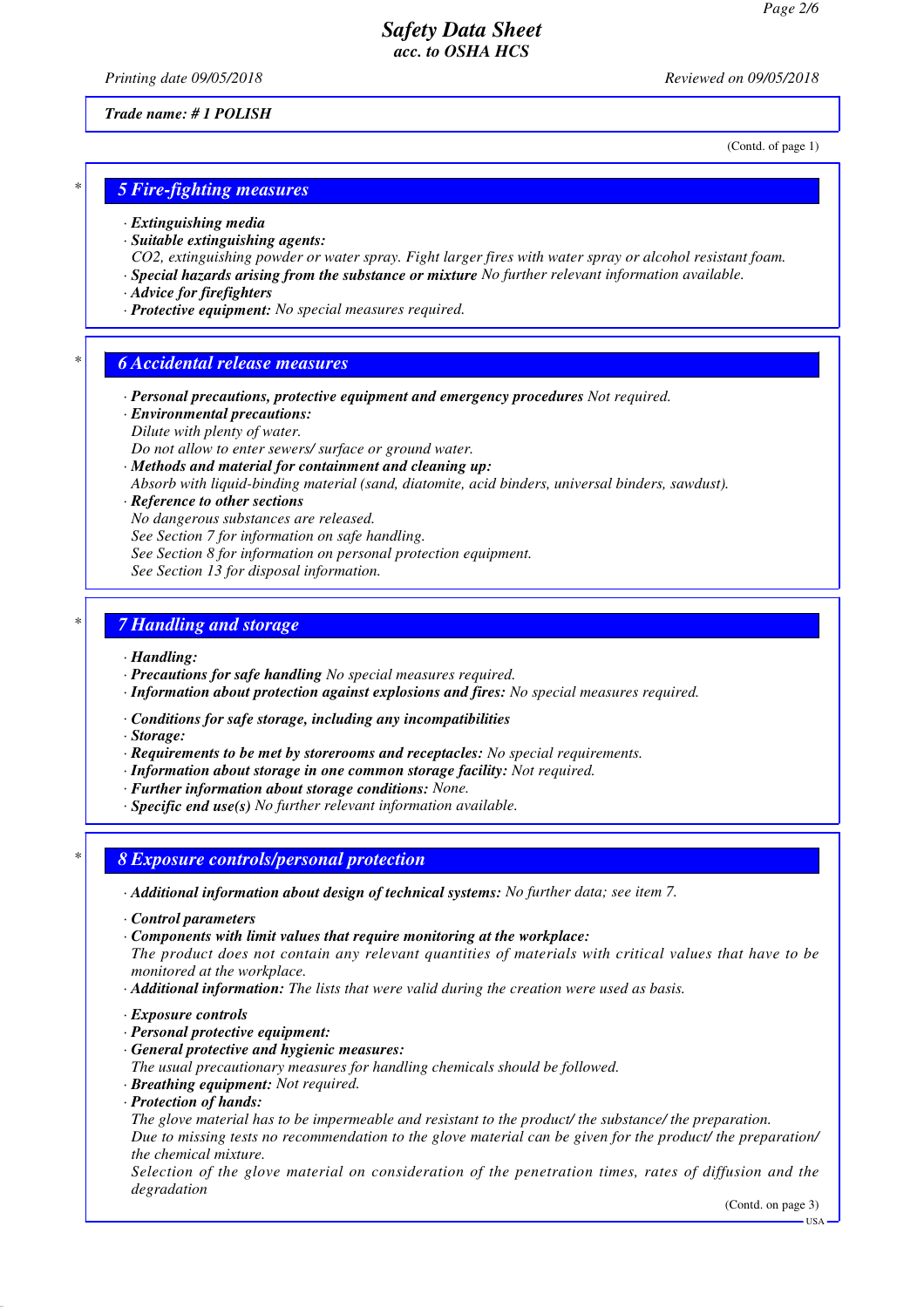Trade name: # 1 POLISH

(Contd. of page 1)

## 5 Fire-fighting measures

· **Extinguishing media**
· **Suitable extinguishing agents:**
CO2, extinguishing powder or water spray. Fight larger fires with water spray or alcohol resistant foam.
· **Special hazards arising from the substance or mixture** No further relevant information available.
· **Advice for firefighters**
· **Protective equipment:** No special measures required.

## 6 Accidental release measures

· **Personal precautions, protective equipment and emergency procedures** Not required.
· **Environmental precautions:**
Dilute with plenty of water.
Do not allow to enter sewers/ surface or ground water.
· **Methods and material for containment and cleaning up:**
Absorb with liquid-binding material (sand, diatomite, acid binders, universal binders, sawdust).
· **Reference to other sections**
No dangerous substances are released.
See Section 7 for information on safe handling.
See Section 8 for information on personal protection equipment.
See Section 13 for disposal information.

## 7 Handling and storage

· **Handling:**
· **Precautions for safe handling** No special measures required.
· **Information about protection against explosions and fires:** No special measures required.

· **Conditions for safe storage, including any incompatibilities**
· **Storage:**
· **Requirements to be met by storerooms and receptacles:** No special requirements.
· **Information about storage in one common storage facility:** Not required.
· **Further information about storage conditions:** None.
· **Specific end use(s)** No further relevant information available.

## 8 Exposure controls/personal protection

· **Additional information about design of technical systems:** No further data; see item 7.

· **Control parameters**
· **Components with limit values that require monitoring at the workplace:**
The product does not contain any relevant quantities of materials with critical values that have to be monitored at the workplace.
· **Additional information:** The lists that were valid during the creation were used as basis.

· **Exposure controls**
· **Personal protective equipment:**
· **General protective and hygienic measures:**
The usual precautionary measures for handling chemicals should be followed.
· **Breathing equipment:** Not required.
· **Protection of hands:**
The glove material has to be impermeable and resistant to the product/ the substance/ the preparation.
Due to missing tests no recommendation to the glove material can be given for the product/ the preparation/ the chemical mixture.
Selection of the glove material on consideration of the penetration times, rates of diffusion and the degradation

(Contd. on page 3)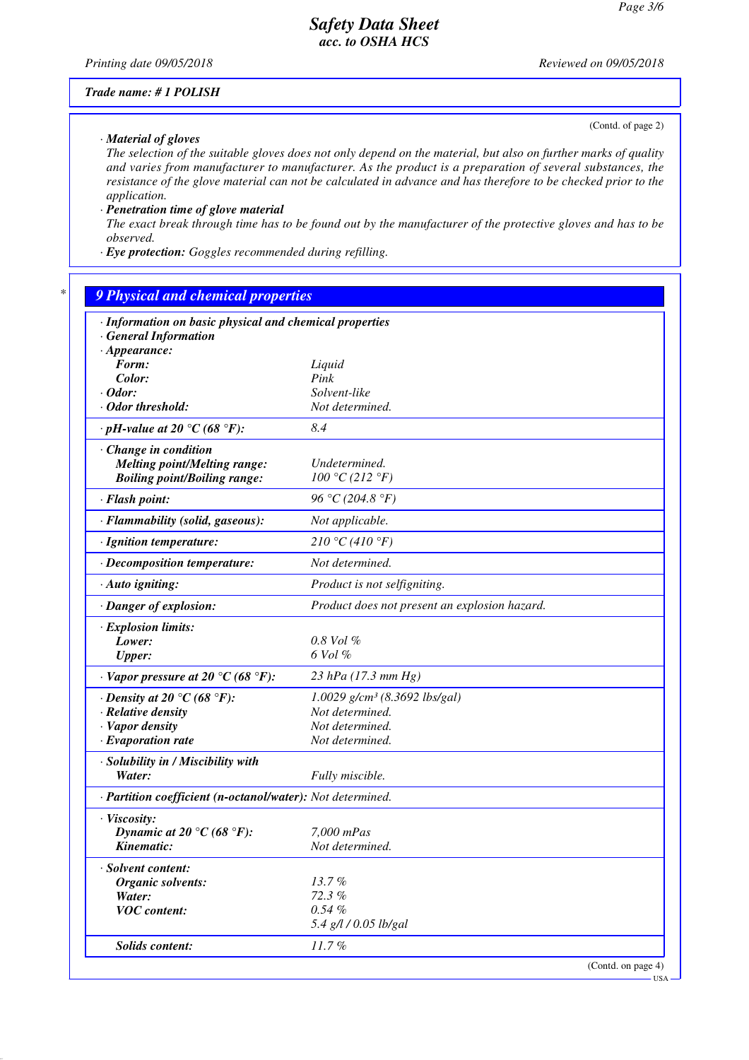Trade name: # 1 POLISH

(Contd. of page 2)

· **Material of gloves**
The selection of the suitable gloves does not only depend on the material, but also on further marks of quality and varies from manufacturer to manufacturer. As the product is a preparation of several substances, the resistance of the glove material can not be calculated in advance and has therefore to be checked prior to the application.

· **Penetration time of glove material**
The exact break through time has to be found out by the manufacturer of the protective gloves and has to be observed.

· **Eye protection:** Goggles recommended during refilling.

## 9 Physical and chemical properties

· **Information on basic physical and chemical properties**
· **General Information**

| Property | Value |
|---|---|
| · **Appearance:** | |
| **Form:** | Liquid |
| **Color:** | Pink |
| · **Odor:** | Solvent-like |
| · **Odor threshold:** | Not determined. |
| · **pH-value at 20 °C (68 °F):** | 8.4 |
| · **Change in condition** | |
| **Melting point/Melting range:** | Undetermined. |
| **Boiling point/Boiling range:** | 100 °C (212 °F) |
| · **Flash point:** | 96 °C (204.8 °F) |
| · **Flammability (solid, gaseous):** | Not applicable. |
| · **Ignition temperature:** | 210 °C (410 °F) |
| · **Decomposition temperature:** | Not determined. |
| · **Auto igniting:** | Product is not selfigniting. |
| · **Danger of explosion:** | Product does not present an explosion hazard. |
| · **Explosion limits:** | |
| **Lower:** | 0.8 Vol % |
| **Upper:** | 6 Vol % |
| · **Vapor pressure at 20 °C (68 °F):** | 23 hPa (17.3 mm Hg) |
| · **Density at 20 °C (68 °F):** | 1.0029 g/cm³ (8.3692 lbs/gal) |
| · **Relative density** | Not determined. |
| · **Vapor density** | Not determined. |
| · **Evaporation rate** | Not determined. |
| · **Solubility in / Miscibility with** | |
| **Water:** | Fully miscible. |
| · **Partition coefficient (n-octanol/water):** | Not determined. |
| · **Viscosity:** | |
| **Dynamic at 20 °C (68 °F):** | 7,000 mPas |
| **Kinematic:** | Not determined. |
| · **Solvent content:** | |
| **Organic solvents:** | 13.7 % |
| **Water:** | 72.3 % |
| **VOC content:** | 0.54 % |
| | 5.4 g/l / 0.05 lb/gal |
| **Solids content:** | 11.7 % |

(Contd. on page 4)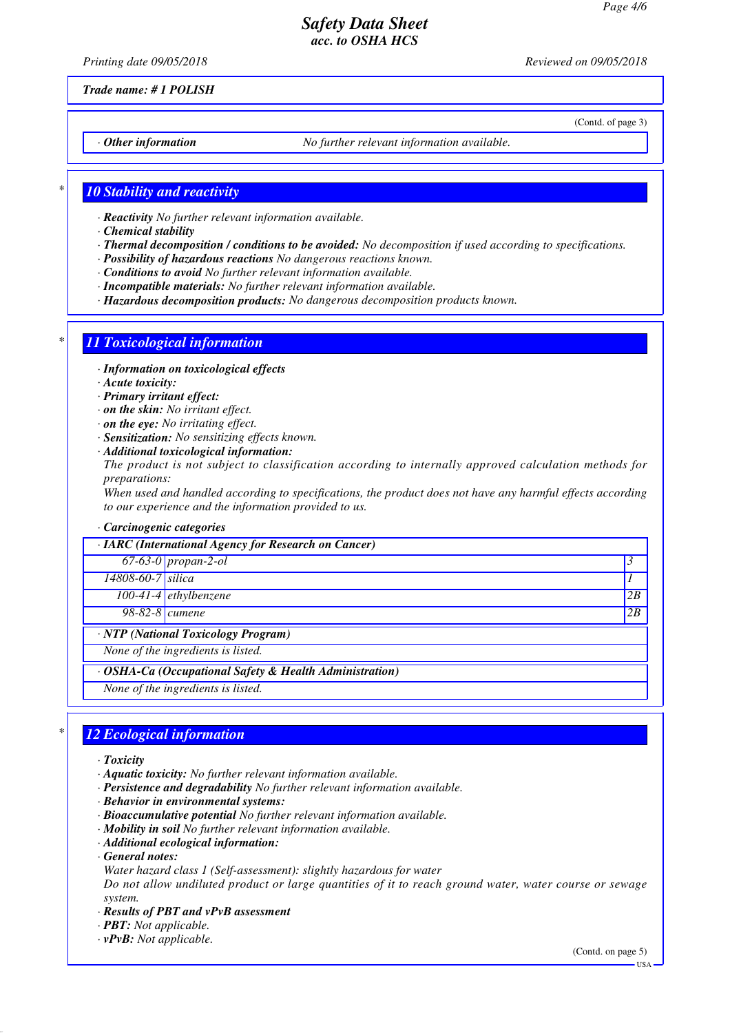Trade name: # 1 POLISH

(Contd. of page 3)

· **Other information** No further relevant information available.

## 10 Stability and reactivity

· **Reactivity** No further relevant information available.
· **Chemical stability**
· **Thermal decomposition / conditions to be avoided:** No decomposition if used according to specifications.
· **Possibility of hazardous reactions** No dangerous reactions known.
· **Conditions to avoid** No further relevant information available.
· **Incompatible materials:** No further relevant information available.
· **Hazardous decomposition products:** No dangerous decomposition products known.

## 11 Toxicological information

· **Information on toxicological effects**
· **Acute toxicity:**
· **Primary irritant effect:**
· **on the skin:** No irritant effect.
· **on the eye:** No irritating effect.
· **Sensitization:** No sensitizing effects known.
· **Additional toxicological information:**
The product is not subject to classification according to internally approved calculation methods for preparations:
When used and handled according to specifications, the product does not have any harmful effects according to our experience and the information provided to us.

· **Carcinogenic categories**

| · IARC (International Agency for Research on Cancer) | | |
|---|---|---|
| 67-63-0 | propan-2-ol | 3 |
| 14808-60-7 | silica | 1 |
| 100-41-4 | ethylbenzene | 2B |
| 98-82-8 | cumene | 2B |

· **NTP (National Toxicology Program)**

None of the ingredients is listed.

· **OSHA-Ca (Occupational Safety & Health Administration)**

None of the ingredients is listed.

## 12 Ecological information

· **Toxicity**
· **Aquatic toxicity:** No further relevant information available.
· **Persistence and degradability** No further relevant information available.
· **Behavior in environmental systems:**
· **Bioaccumulative potential** No further relevant information available.
· **Mobility in soil** No further relevant information available.
· **Additional ecological information:**
· **General notes:**
Water hazard class 1 (Self-assessment): slightly hazardous for water
Do not allow undiluted product or large quantities of it to reach ground water, water course or sewage system.
· **Results of PBT and vPvB assessment**
· **PBT:** Not applicable.
· **vPvB:** Not applicable.

(Contd. on page 5)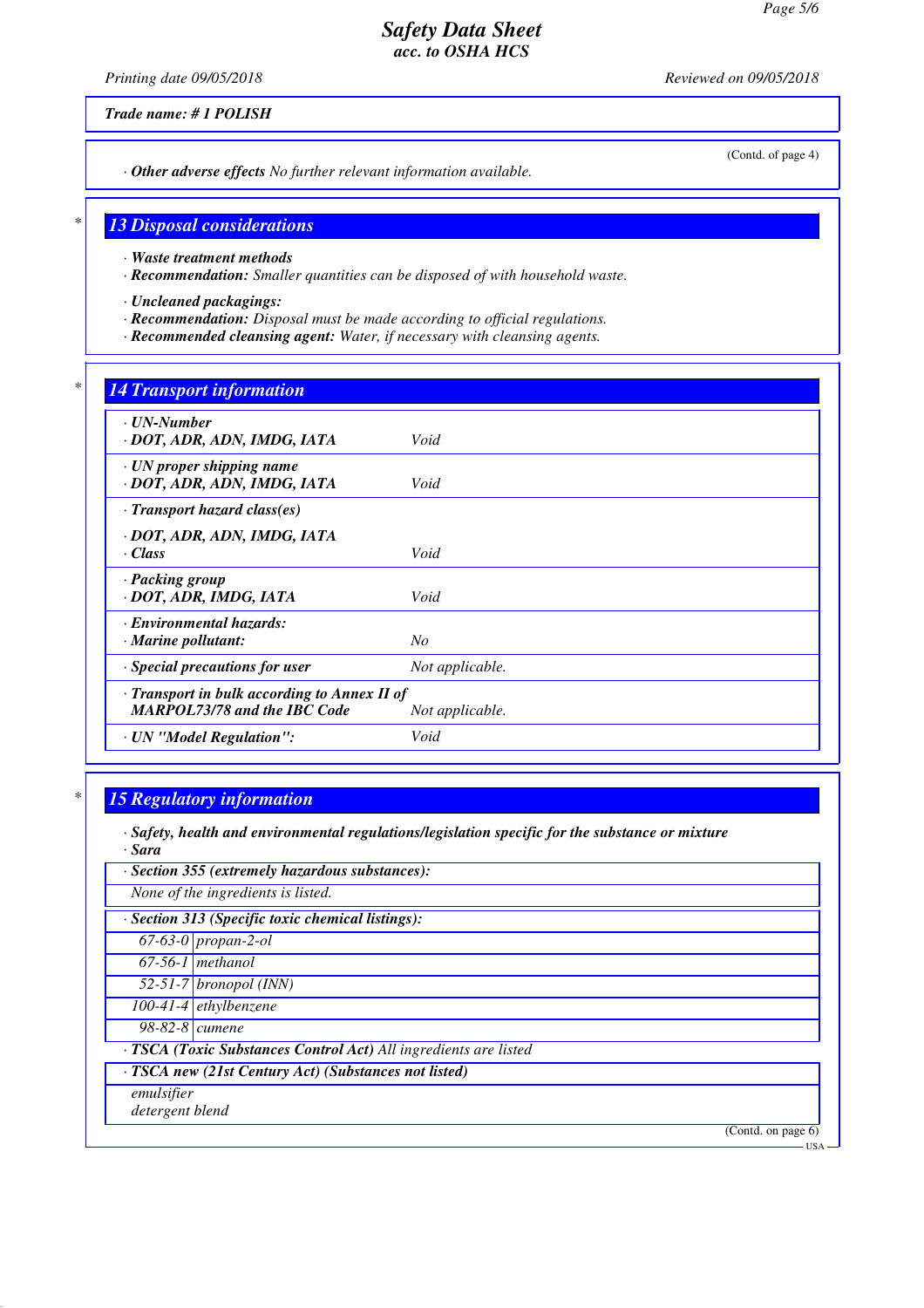(Contd. of page 4)

· *Other adverse effects* No further relevant information available.

## 13 Disposal considerations

· **Waste treatment methods**
· **Recommendation:** Smaller quantities can be disposed of with household waste.

· **Uncleaned packagings:**
· **Recommendation:** Disposal must be made according to official regulations.
· **Recommended cleansing agent:** Water, if necessary with cleansing agents.

## 14 Transport information

| | |
|---|---|
| · **UN-Number**<br>· **DOT, ADR, ADN, IMDG, IATA** | Void |
| · **UN proper shipping name**<br>· **DOT, ADR, ADN, IMDG, IATA** | Void |
| · **Transport hazard class(es)**<br><br>· **DOT, ADR, ADN, IMDG, IATA**<br>· **Class** | Void |
| · **Packing group**<br>· **DOT, ADR, IMDG, IATA** | Void |
| · **Environmental hazards:**<br>· **Marine pollutant:** | No |
| · **Special precautions for user** | Not applicable. |
| · **Transport in bulk according to Annex II of MARPOL73/78 and the IBC Code** | Not applicable. |
| · **UN "Model Regulation":** | Void |

## 15 Regulatory information

· **Safety, health and environmental regulations/legislation specific for the substance or mixture**
· **Sara**

· **Section 355 (extremely hazardous substances):**

None of the ingredients is listed.

· **Section 313 (Specific toxic chemical listings):**

| | |
|---|---|
| 67-63-0 | propan-2-ol |
| 67-56-1 | methanol |
| 52-51-7 | bronopol (INN) |
| 100-41-4 | ethylbenzene |
| 98-82-8 | cumene |

· **TSCA (Toxic Substances Control Act)** All ingredients are listed

· **TSCA new (21st Century Act) (Substances not listed)**

emulsifier
detergent blend

(Contd. on page 6)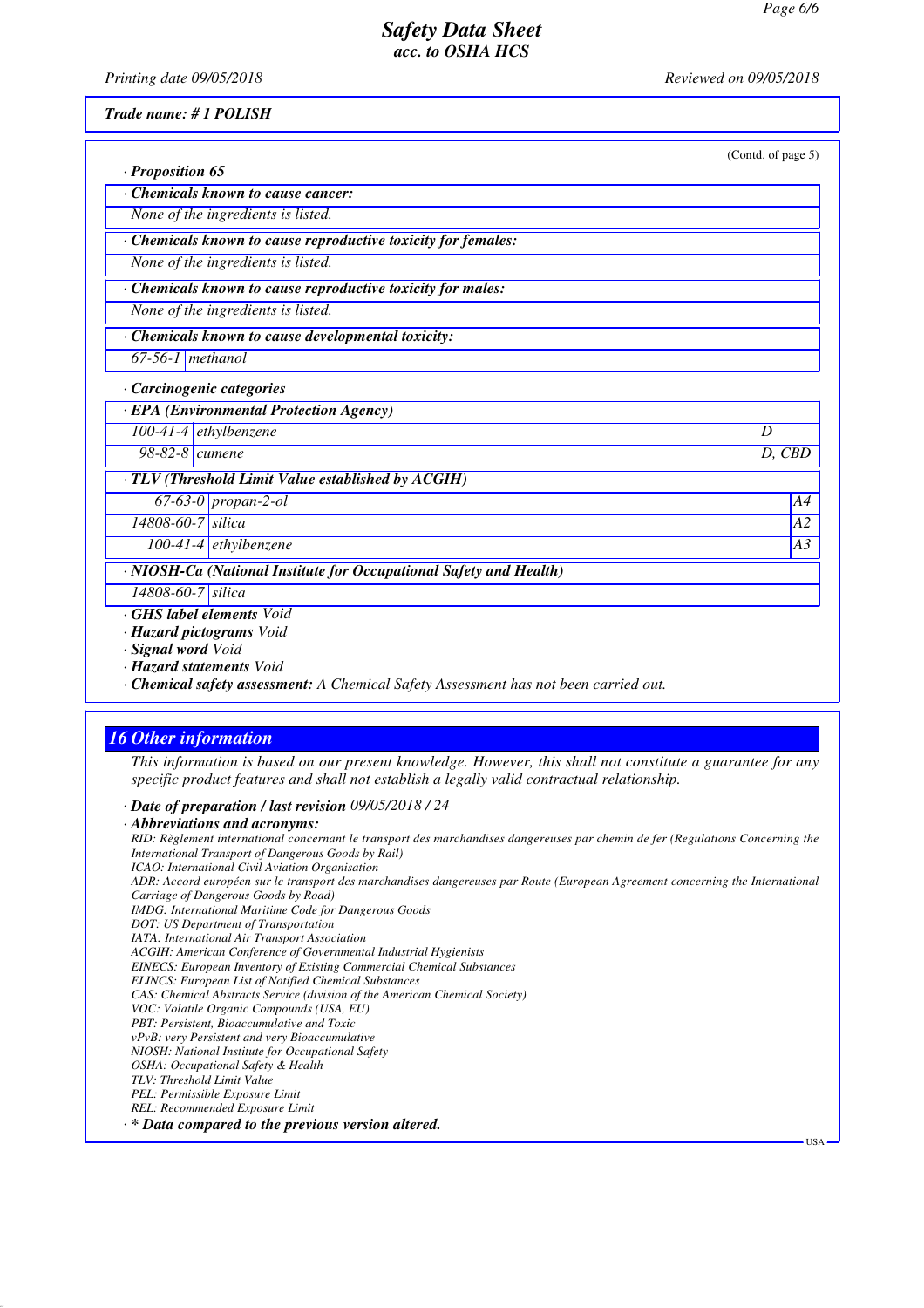**Trade name: # 1 POLISH**

(Contd. of page 5)

· **Proposition 65**

· **Chemicals known to cause cancer:**

None of the ingredients is listed.

· **Chemicals known to cause reproductive toxicity for females:**

None of the ingredients is listed.

· **Chemicals known to cause reproductive toxicity for males:**

None of the ingredients is listed.

· **Chemicals known to cause developmental toxicity:**

| | |
|---|---|
| 67-56-1 | methanol |

· **Carcinogenic categories**

· **EPA (Environmental Protection Agency)**

| | | |
|---|---|---|
| 100-41-4 | ethylbenzene | D |
| 98-82-8 | cumene | D, CBD |

· **TLV (Threshold Limit Value established by ACGIH)**

| | | |
|---|---|---|
| 67-63-0 | propan-2-ol | A4 |
| 14808-60-7 | silica | A2 |
| 100-41-4 | ethylbenzene | A3 |

· **NIOSH-Ca (National Institute for Occupational Safety and Health)**

| | |
|---|---|
| 14808-60-7 | silica |

· **GHS label elements** Void
· **Hazard pictograms** Void
· **Signal word** Void
· **Hazard statements** Void
· **Chemical safety assessment:** A Chemical Safety Assessment has not been carried out.

## 16 Other information

This information is based on our present knowledge. However, this shall not constitute a guarantee for any specific product features and shall not establish a legally valid contractual relationship.

· **Date of preparation / last revision** 09/05/2018 / 24

· **Abbreviations and acronyms:**

RID: Règlement international concernant le transport des marchandises dangereuses par chemin de fer (Regulations Concerning the International Transport of Dangerous Goods by Rail)
ICAO: International Civil Aviation Organisation
ADR: Accord européen sur le transport des marchandises dangereuses par Route (European Agreement concerning the International Carriage of Dangerous Goods by Road)
IMDG: International Maritime Code for Dangerous Goods
DOT: US Department of Transportation
IATA: International Air Transport Association
ACGIH: American Conference of Governmental Industrial Hygienists
EINECS: European Inventory of Existing Commercial Chemical Substances
ELINCS: European List of Notified Chemical Substances
CAS: Chemical Abstracts Service (division of the American Chemical Society)
VOC: Volatile Organic Compounds (USA, EU)
PBT: Persistent, Bioaccumulative and Toxic
vPvB: very Persistent and very Bioaccumulative
NIOSH: National Institute for Occupational Safety
OSHA: Occupational Safety & Health
TLV: Threshold Limit Value
PEL: Permissible Exposure Limit
REL: Recommended Exposure Limit

· **\* Data compared to the previous version altered.**